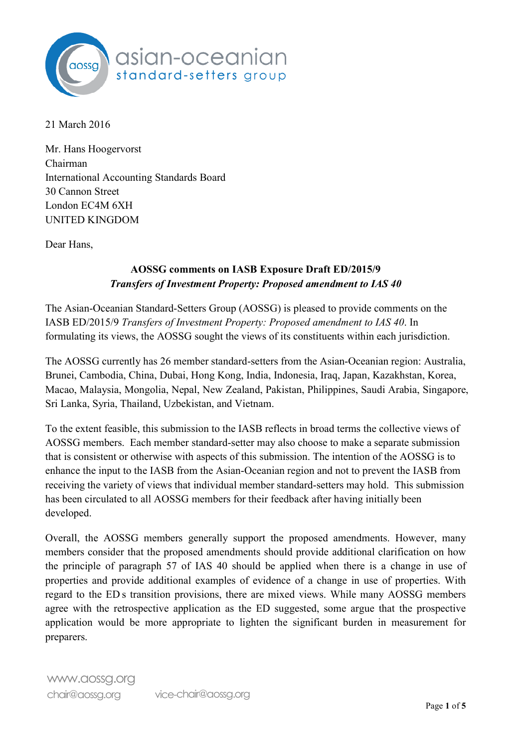21 March 2016

Mr. Hans Hoogervorst
Chairman
International Accounting Standards Board
30 Cannon Street
London EC4M 6XH
UNITED KINGDOM

Dear Hans,

**AOSSG comments on IASB Exposure Draft ED/2015/9**
***Transfers of Investment Property: Proposed amendment to IAS 40***

The Asian-Oceanian Standard-Setters Group (AOSSG) is pleased to provide comments on the IASB ED/2015/9 *Transfers of Investment Property: Proposed amendment to IAS 40*. In formulating its views, the AOSSG sought the views of its constituents within each jurisdiction.

The AOSSG currently has 26 member standard-setters from the Asian-Oceanian region: Australia, Brunei, Cambodia, China, Dubai, Hong Kong, India, Indonesia, Iraq, Japan, Kazakhstan, Korea, Macao, Malaysia, Mongolia, Nepal, New Zealand, Pakistan, Philippines, Saudi Arabia, Singapore, Sri Lanka, Syria, Thailand, Uzbekistan, and Vietnam.

To the extent feasible, this submission to the IASB reflects in broad terms the collective views of AOSSG members. Each member standard-setter may also choose to make a separate submission that is consistent or otherwise with aspects of this submission. The intention of the AOSSG is to enhance the input to the IASB from the Asian-Oceanian region and not to prevent the IASB from receiving the variety of views that individual member standard-setters may hold. This submission has been circulated to all AOSSG members for their feedback after having initially been developed.

Overall, the AOSSG members generally support the proposed amendments. However, many members consider that the proposed amendments should provide additional clarification on how the principle of paragraph 57 of IAS 40 should be applied when there is a change in use of properties and provide additional examples of evidence of a change in use of properties. With regard to the ED s transition provisions, there are mixed views. While many AOSSG members agree with the retrospective application as the ED suggested, some argue that the prospective application would be more appropriate to lighten the significant burden in measurement for preparers.

www.aossg.org
chair@aossg.org vice-chair@aossg.org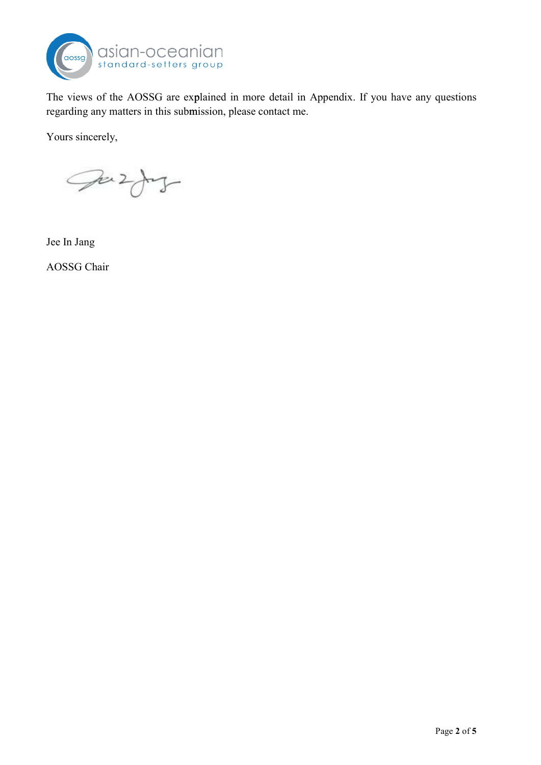The views of the AOSSG are explained in more detail in Appendix. If you have any questions regarding any matters in this submission, please contact me.

Yours sincerely,

Jee In Jang

AOSSG Chair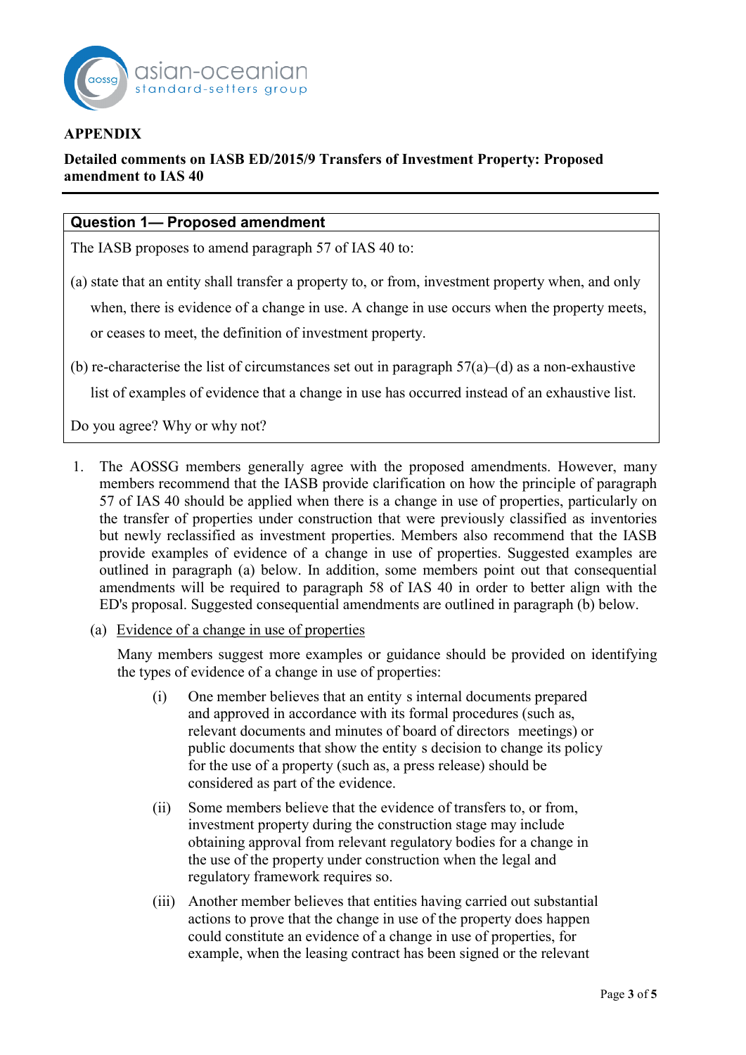# APPENDIX

**Detailed comments on IASB ED/2015/9 Transfers of Investment Property: Proposed amendment to IAS 40**

| **Question 1— Proposed amendment** |
|---|
| The IASB proposes to amend paragraph 57 of IAS 40 to: (a) state that an entity shall transfer a property to, or from, investment property when, and only when, there is evidence of a change in use. A change in use occurs when the property meets, or ceases to meet, the definition of investment property. (b) re-characterise the list of circumstances set out in paragraph 57(a)–(d) as a non-exhaustive list of examples of evidence that a change in use has occurred instead of an exhaustive list. Do you agree? Why or why not? |

1. The AOSSG members generally agree with the proposed amendments. However, many members recommend that the IASB provide clarification on how the principle of paragraph 57 of IAS 40 should be applied when there is a change in use of properties, particularly on the transfer of properties under construction that were previously classified as inventories but newly reclassified as investment properties. Members also recommend that the IASB provide examples of evidence of a change in use of properties. Suggested examples are outlined in paragraph (a) below. In addition, some members point out that consequential amendments will be required to paragraph 58 of IAS 40 in order to better align with the ED's proposal. Suggested consequential amendments are outlined in paragraph (b) below.

   (a) Evidence of a change in use of properties

   Many members suggest more examples or guidance should be provided on identifying the types of evidence of a change in use of properties:

   (i) One member believes that an entity s internal documents prepared and approved in accordance with its formal procedures (such as, relevant documents and minutes of board of directors meetings) or public documents that show the entity s decision to change its policy for the use of a property (such as, a press release) should be considered as part of the evidence.

   (ii) Some members believe that the evidence of transfers to, or from, investment property during the construction stage may include obtaining approval from relevant regulatory bodies for a change in the use of the property under construction when the legal and regulatory framework requires so.

   (iii) Another member believes that entities having carried out substantial actions to prove that the change in use of the property does happen could constitute an evidence of a change in use of properties, for example, when the leasing contract has been signed or the relevant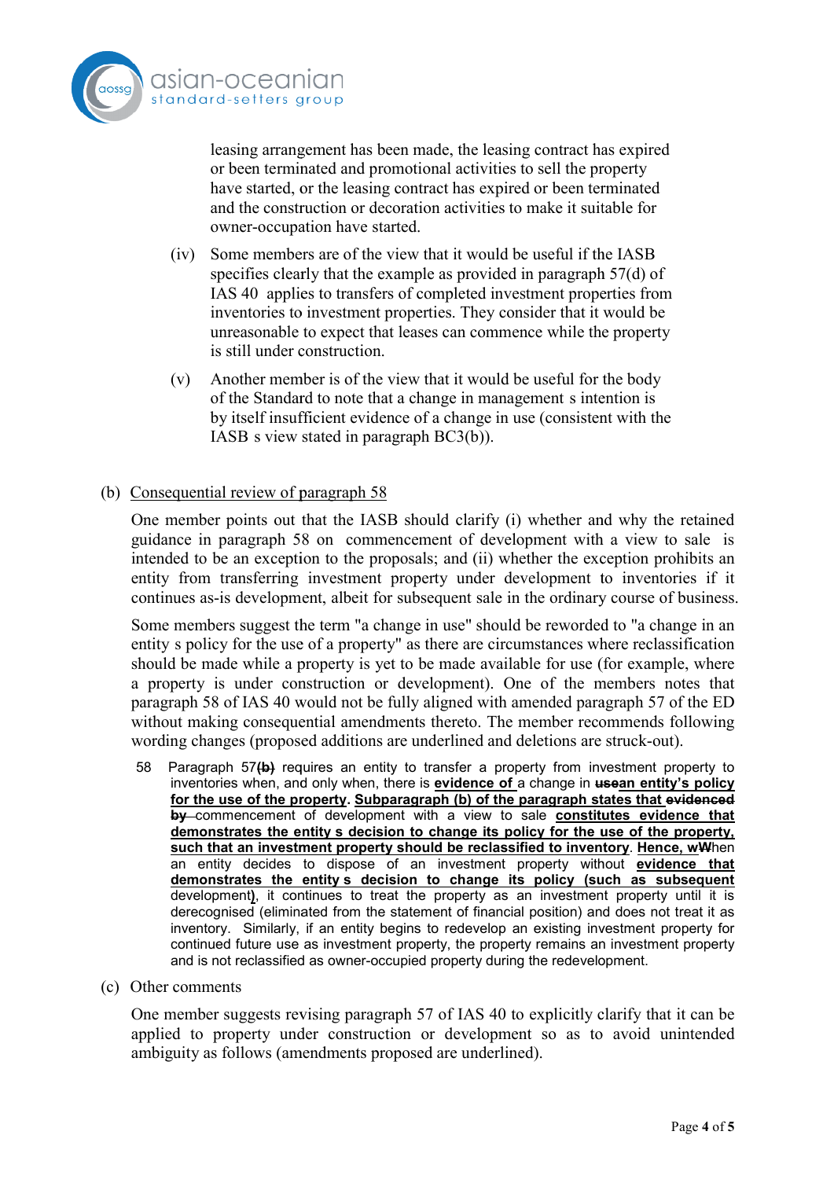leasing arrangement has been made, the leasing contract has expired or been terminated and promotional activities to sell the property have started, or the leasing contract has expired or been terminated and the construction or decoration activities to make it suitable for owner-occupation have started.

(iv) Some members are of the view that it would be useful if the IASB specifies clearly that the example as provided in paragraph 57(d) of IAS 40 applies to transfers of completed investment properties from inventories to investment properties. They consider that it would be unreasonable to expect that leases can commence while the property is still under construction.

(v) Another member is of the view that it would be useful for the body of the Standard to note that a change in management s intention is by itself insufficient evidence of a change in use (consistent with the IASB s view stated in paragraph BC3(b)).

(b) <u>Consequential review of paragraph 58</u>

One member points out that the IASB should clarify (i) whether and why the retained guidance in paragraph 58 on commencement of development with a view to sale is intended to be an exception to the proposals; and (ii) whether the exception prohibits an entity from transferring investment property under development to inventories if it continues as-is development, albeit for subsequent sale in the ordinary course of business.

Some members suggest the term "a change in use" should be reworded to "a change in an entity s policy for the use of a property" as there are circumstances where reclassification should be made while a property is yet to be made available for use (for example, where a property is under construction or development). One of the members notes that paragraph 58 of IAS 40 would not be fully aligned with amended paragraph 57 of the ED without making consequential amendments thereto. The member recommends following wording changes (proposed additions are underlined and deletions are struck-out).

> 58 Paragraph 57~~**(b)**~~ requires an entity to transfer a property from investment property to inventories when, and only when, there is **<u>evidence of</u>** a change in ~~**use**~~**<u>an entity's policy for the use of the property</u>**. **<u>Subparagraph (b) of the paragraph states that</u>** ~~**evidenced by**~~ commencement of development with a view to sale **<u>constitutes evidence that demonstrates the entity s decision to change its policy for the use of the property, such that an investment property should be reclassified to inventory</u>**. **<u>Hence, w</u>**~~W~~hen an entity decides to dispose of an investment property without **<u>evidence that demonstrates the entity s decision to change its policy (such as subsequent</u>** development**<u>)</u>**, it continues to treat the property as an investment property until it is derecognised (eliminated from the statement of financial position) and does not treat it as inventory. Similarly, if an entity begins to redevelop an existing investment property for continued future use as investment property, the property remains an investment property and is not reclassified as owner-occupied property during the redevelopment.

(c) Other comments

One member suggests revising paragraph 57 of IAS 40 to explicitly clarify that it can be applied to property under construction or development so as to avoid unintended ambiguity as follows (amendments proposed are underlined).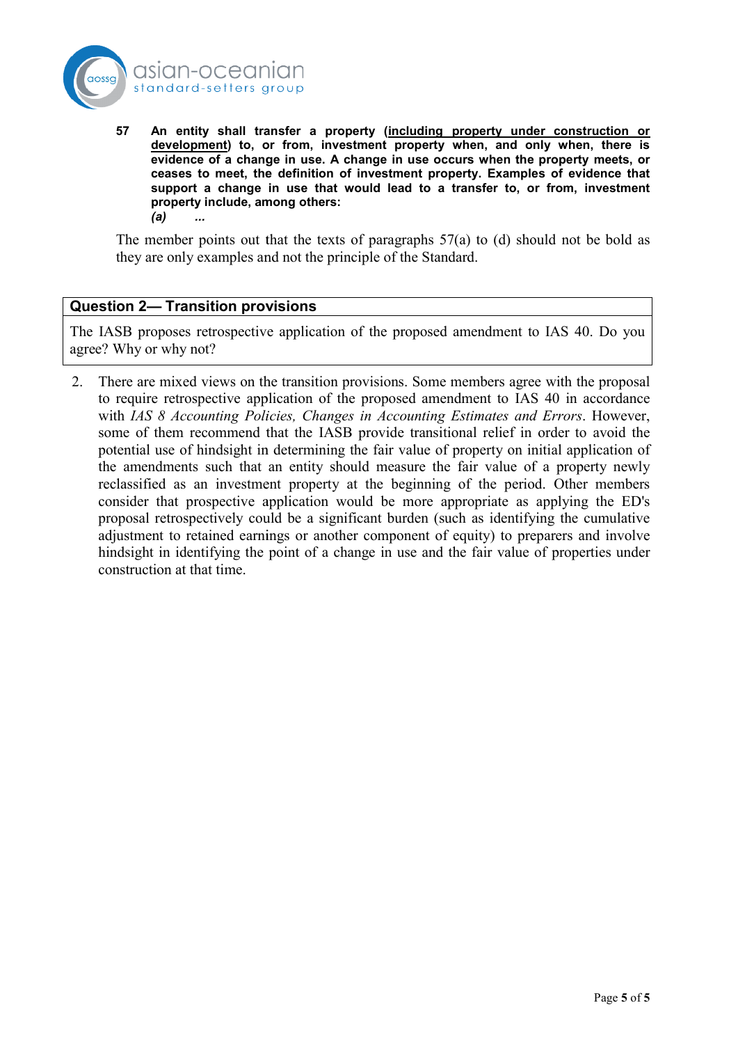**57 An entity shall transfer a property (<u>including property under construction or development</u>) to, or from, investment property when, and only when, there is evidence of a change in use. A change in use occurs when the property meets, or ceases to meet, the definition of investment property. Examples of evidence that support a change in use that would lead to a transfer to, or from, investment property include, among others:**

***(a) ...***

The member points out that the texts of paragraphs 57(a) to (d) should not be bold as they are only examples and not the principle of the Standard.

| **Question 2— Transition provisions** |
|---|
| The IASB proposes retrospective application of the proposed amendment to IAS 40. Do you agree? Why or why not? |

2. There are mixed views on the transition provisions. Some members agree with the proposal to require retrospective application of the proposed amendment to IAS 40 in accordance with *IAS 8 Accounting Policies, Changes in Accounting Estimates and Errors*. However, some of them recommend that the IASB provide transitional relief in order to avoid the potential use of hindsight in determining the fair value of property on initial application of the amendments such that an entity should measure the fair value of a property newly reclassified as an investment property at the beginning of the period. Other members consider that prospective application would be more appropriate as applying the ED's proposal retrospectively could be a significant burden (such as identifying the cumulative adjustment to retained earnings or another component of equity) to preparers and involve hindsight in identifying the point of a change in use and the fair value of properties under construction at that time.